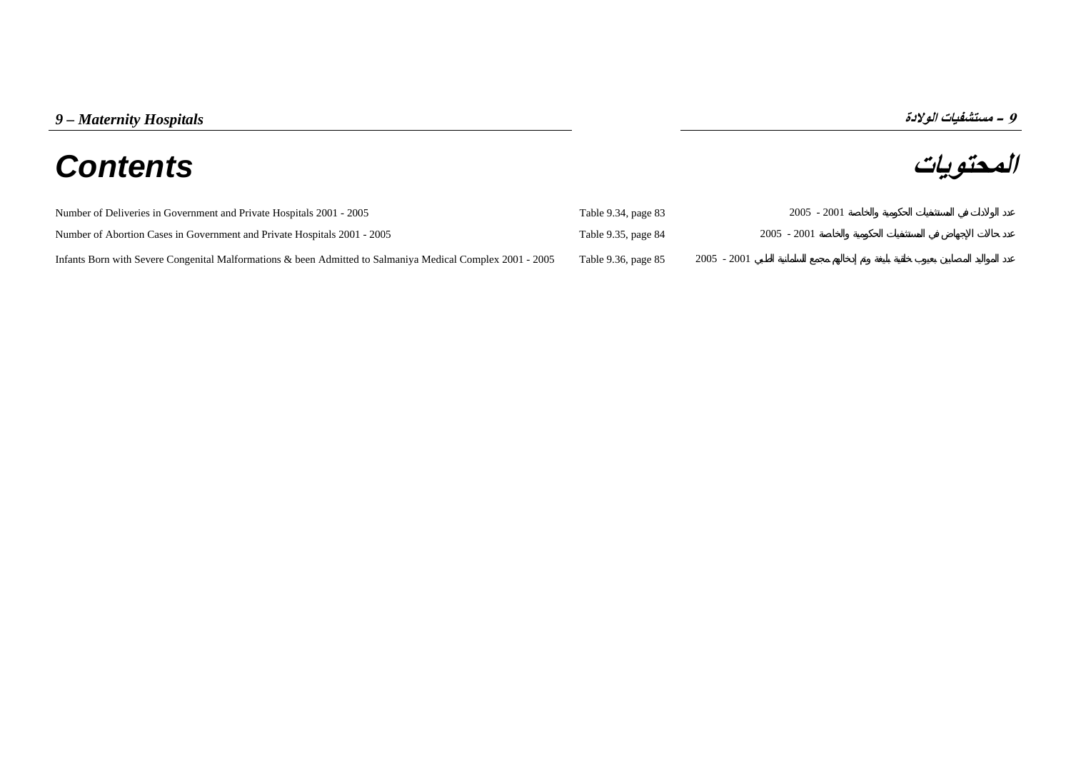# 9 – Maternity Hospitals

# 9 – مستشفيات الولادة

## Contents

## المحتويات

| | | |
|---|---|---|
| Number of Deliveries in Government and Private Hospitals 2001 - 2005 | Table 9.34, page 83 | عدد الولادات في المستشفيات الحكومية والخاصة 2001 - 2005 |
| Number of Abortion Cases in Government and Private Hospitals 2001 - 2005 | Table 9.35, page 84 | عدد حالات الإجهاض في المستشفيات الحكومية والخاصة 2001 - 2005 |
| Infants Born with Severe Congenital Malformations & been Admitted to Salmaniya Medical Complex 2001 - 2005 | Table 9.36, page 85 | عدد المواليد المصابين بعيوب خلقية بليغة وتم إدخالهم مجمع السلمانية الطبي 2001 - 2005 |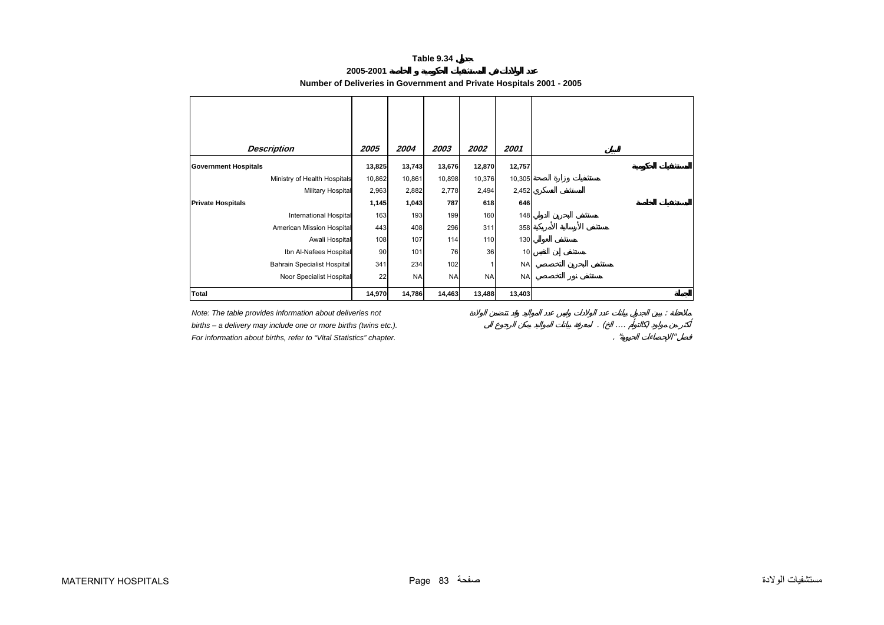# Table 9.34 جدول

## عدد الولادات في المستشفيات الحكومية و الخاصة 2001-2005

## Number of Deliveries in Government and Private Hospitals 2001 - 2005

| Description | 2005 | 2004 | 2003 | 2002 | 2001 | البيان |
|---|---|---|---|---|---|---|
| **Government Hospitals** | **13,825** | **13,743** | **13,676** | **12,870** | **12,757** | **المستشفيات الحكومية** |
| Ministry of Health Hospitals | 10,862 | 10,861 | 10,898 | 10,376 | 10,305 | مستشفيات وزارة الصحة |
| Military Hospital | 2,963 | 2,882 | 2,778 | 2,494 | 2,452 | المستشفى العسكري |
| **Private Hospitals** | **1,145** | **1,043** | **787** | **618** | **646** | **المستشفيات الخاصة** |
| International Hospital | 163 | 193 | 199 | 160 | 148 | مستشفى البحرين الدولي |
| American Mission Hospital | 443 | 408 | 296 | 311 | 358 | مستشفى الأرسالية الأمريكية |
| Awali Hospital | 108 | 107 | 114 | 110 | 130 | مستشفى العوالي |
| Ibn Al-Nafees Hospital | 90 | 101 | 76 | 36 | 10 | مستشفى إبن النفيس |
| Bahrain Specialist Hospital | 341 | 234 | 102 | 1 | NA | مستشفى البحرين التخصصي |
| Noor Specialist Hospital | 22 | NA | NA | NA | NA | مستشفى نور التخصصي |
| **Total** | **14,970** | **14,786** | **14,463** | **13,488** | **13,403** | **الجملة** |

*Note: The table provides information about deliveries not births – a delivery may include one or more births (twins etc.). For information about births, refer to "Vital Statistics" chapter.*

*ملاحظة : يبين الجدول بيانات عدد الولادات وليس عدد المواليد وقد تتضمن الولادة أكثر من مولود (كالتوأم) .... الخ) . لمعرفة بيانات المواليد يمكن الرجوع الى فصل "الإحصاءات الحيوية" .*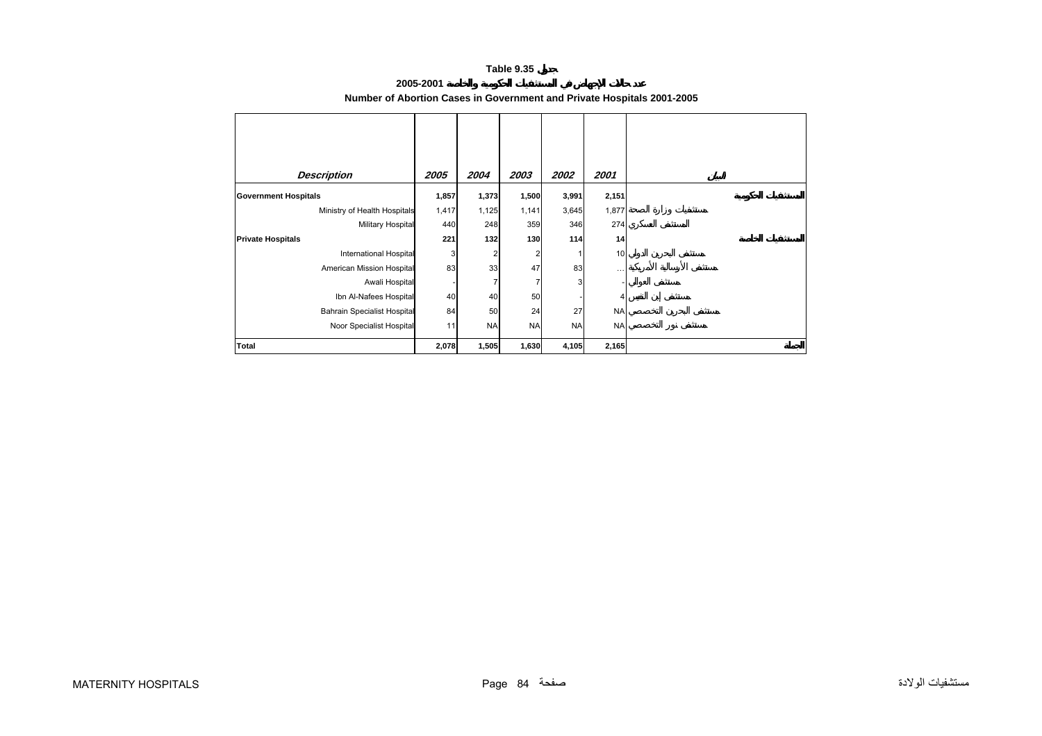# Table 9.35 جدول

## عدد حالات الإجهاض في المستشفيات الحكومية والخاصة 2001-2005

## Number of Abortion Cases in Government and Private Hospitals 2001-2005

| *Description* | *2005* | *2004* | *2003* | *2002* | *2001* | البيان |
|---|---|---|---|---|---|---|
| **Government Hospitals** | **1,857** | **1,373** | **1,500** | **3,991** | **2,151** | **المستشفيات الحكومية** |
| Ministry of Health Hospitals | 1,417 | 1,125 | 1,141 | 3,645 | 1,877 | مستشفيات وزارة الصحة |
| Military Hospital | 440 | 248 | 359 | 346 | 274 | المستشفى العسكري |
| **Private Hospitals** | **221** | **132** | **130** | **114** | **14** | **المستشفيات الخاصة** |
| International Hospital | 3 | 2 | 2 | 1 | 10 | مستشفى البحرين الدولي |
| American Mission Hospital | 83 | 33 | 47 | 83 | ... | مستشفى الإرسالية الأمريكية |
| Awali Hospital | - | 7 | 7 | 3 | - | مستشفى العوالي |
| Ibn Al-Nafees Hospital | 40 | 40 | 50 | - | 4 | مستشفى إبن النفيس |
| Bahrain Specialist Hospital | 84 | 50 | 24 | 27 | NA | مستشفى البحرين التخصصي |
| Noor Specialist Hospital | 11 | NA | NA | NA | NA | مستشفى نور التخصصي |
| **Total** | **2,078** | **1,505** | **1,630** | **4,105** | **2,165** | **الجملة** |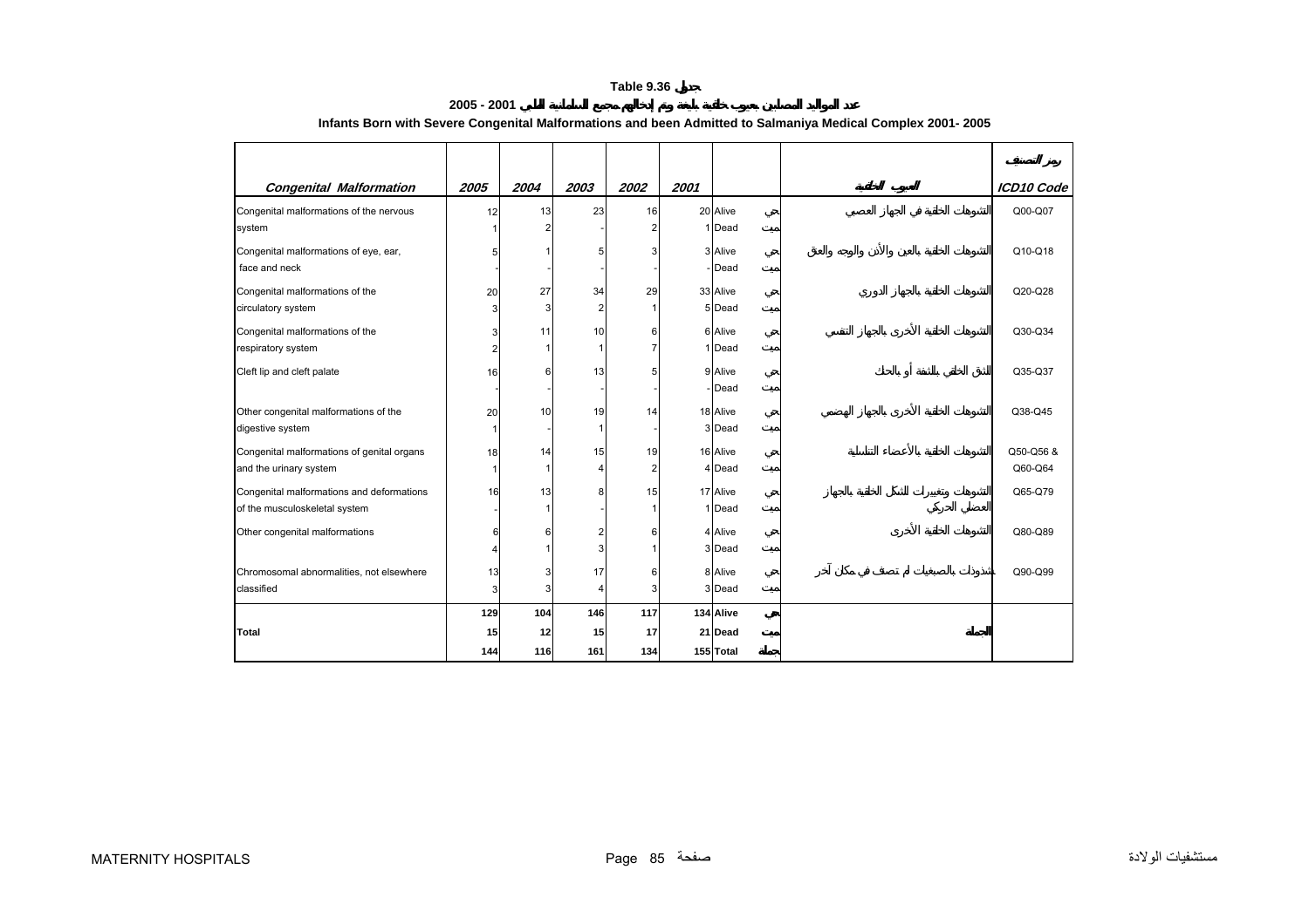**Table 9.36 جدول**

**عدد المواليد المصابين بعيوب خلقية بليغة وتم إدخالهم مجمع السلمانية الطبي 2001 - 2005**

**Infants Born with Severe Congenital Malformations and been Admitted to Salmaniya Medical Complex 2001- 2005**

| Congenital Malformation | 2005 | 2004 | 2003 | 2002 | 2001 | | | العيوب الخلقية | رمز التصنيف ICD10 Code |
|---|---|---|---|---|---|---|---|---|---|
| Congenital malformations of the nervous system | 12 | 13 | 23 | 16 | 20 | Alive | حي | التشوهات الخلقية في الجهاز العصبي | Q00-Q07 |
| | 1 | 2 | - | 2 | 1 | Dead | ميت | | |
| Congenital malformations of eye, ear, face and neck | 5 | 1 | 5 | 3 | 3 | Alive | حي | التشوهات الخلقية بالعين والأذن والوجه والعنق | Q10-Q18 |
| | - | - | - | - | - | Dead | ميت | | |
| Congenital malformations of the circulatory system | 20 | 27 | 34 | 29 | 33 | Alive | حي | التشوهات الخلقية بالجهاز الدوري | Q20-Q28 |
| | 3 | 3 | 2 | 1 | 5 | Dead | ميت | | |
| Congenital malformations of the respiratory system | 3 | 11 | 10 | 6 | 6 | Alive | حي | التشوهات الخلقية الأخرى بالجهاز التنفسي | Q30-Q34 |
| | 2 | 1 | 1 | 7 | 1 | Dead | ميت | | |
| Cleft lip and cleft palate | 16 | 6 | 13 | 5 | 9 | Alive | حي | الشق الخلقي بالشفة أو بالحنك | Q35-Q37 |
| | - | - | - | - | - | Dead | ميت | | |
| Other congenital malformations of the digestive system | 20 | 10 | 19 | 14 | 18 | Alive | حي | التشوهات الخلقية الأخرى بالجهاز الهضمي | Q38-Q45 |
| | 1 | - | 1 | - | 3 | Dead | ميت | | |
| Congenital malformations of genital organs and the urinary system | 18 | 14 | 15 | 19 | 16 | Alive | حي | التشوهات الخلقية بالأعضاء التناسلية | Q50-Q56 & Q60-Q64 |
| | 1 | 1 | 4 | 2 | 4 | Dead | ميت | | |
| Congenital malformations and deformations of the musculoskeletal system | 16 | 13 | 8 | 15 | 17 | Alive | حي | التشوهات وتغييرات الشكل الخلقية بالجهاز العضلي الحركي | Q65-Q79 |
| | - | 1 | - | 1 | 1 | Dead | ميت | | |
| Other congenital malformations | 6 | 6 | 2 | 6 | 4 | Alive | حي | التشوهات الخلقية الأخرى | Q80-Q89 |
| | 4 | 1 | 3 | 1 | 3 | Dead | ميت | | |
| Chromosomal abnormalities, not elsewhere classified | 13 | 3 | 17 | 6 | 8 | Alive | حي | شذوذات بالصبغيات لم تصنف في مكان آخر | Q90-Q99 |
| | 3 | 3 | 4 | 3 | 3 | Dead | ميت | | |
| **Total** | **129** | **104** | **146** | **117** | **134** | **Alive** | **حي** | **الجملة** | |
| | **15** | **12** | **15** | **17** | **21** | **Dead** | **ميت** | | |
| | **144** | **116** | **161** | **134** | **155** | **Total** | **الجملة** | | |

MATERNITY HOSPITALS مستشفيات الولادة